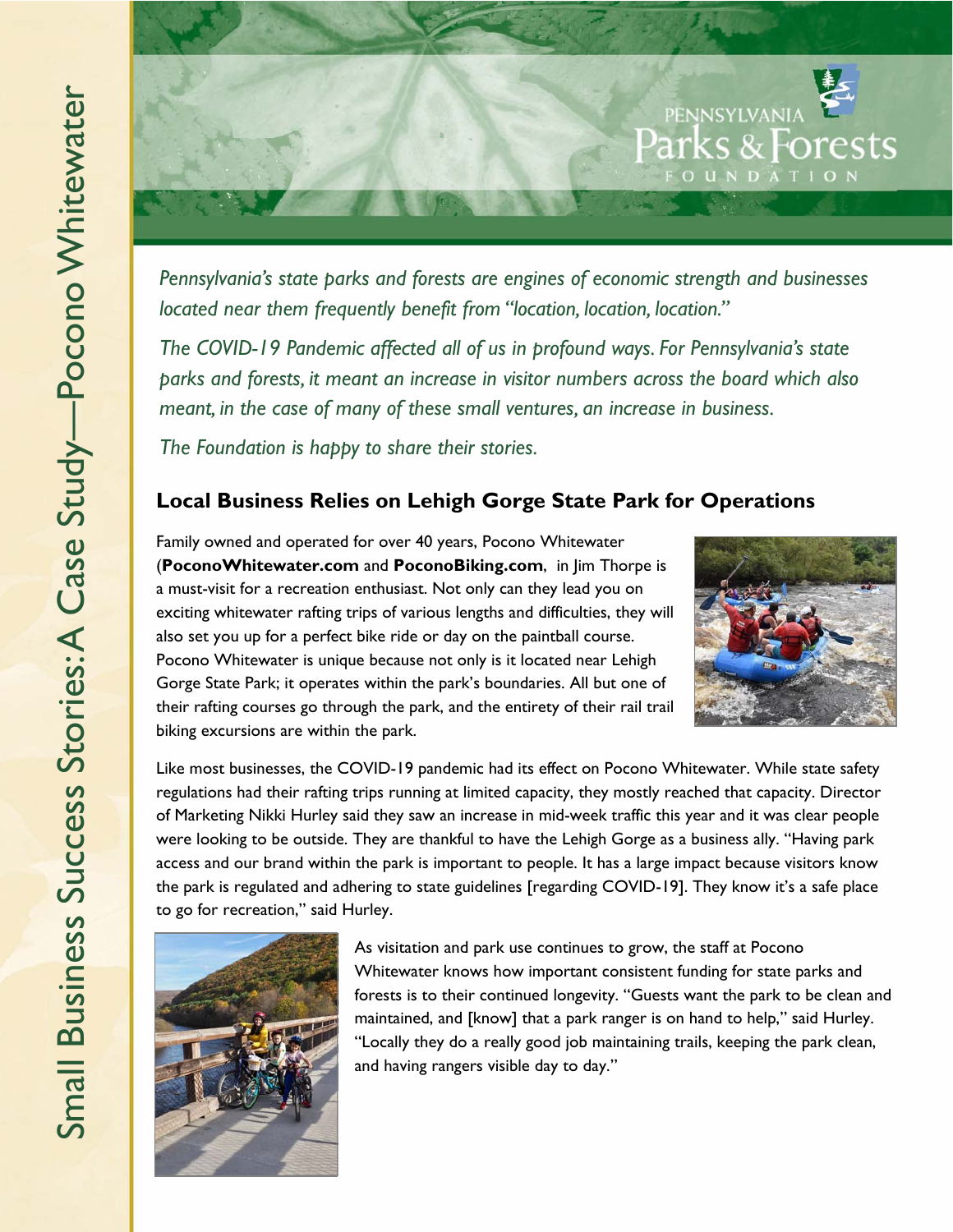Small Business Success Stories: A Case Study—Pocono Whitewater

PENNSYLVANIA Parks & Forests FOUNDATION

*Pennsylvania's state parks and forests are engines of economic strength and businesses located near them frequently benefit from "location, location, location."*

*The COVID-19 Pandemic affected all of us in profound ways. For Pennsylvania's state parks and forests, it meant an increase in visitor numbers across the board which also meant, in the case of many of these small ventures, an increase in business.*

*The Foundation is happy to share their stories.*

## Local Business Relies on Lehigh Gorge State Park for Operations

Family owned and operated for over 40 years, Pocono Whitewater (**PoconoWhitewater.com** and **PoconoBiking.com**, in Jim Thorpe is a must-visit for a recreation enthusiast. Not only can they lead you on exciting whitewater rafting trips of various lengths and difficulties, they will also set you up for a perfect bike ride or day on the paintball course. Pocono Whitewater is unique because not only is it located near Lehigh Gorge State Park; it operates within the park's boundaries. All but one of their rafting courses go through the park, and the entirety of their rail trail biking excursions are within the park.

Like most businesses, the COVID-19 pandemic had its effect on Pocono Whitewater. While state safety regulations had their rafting trips running at limited capacity, they mostly reached that capacity. Director of Marketing Nikki Hurley said they saw an increase in mid-week traffic this year and it was clear people were looking to be outside. They are thankful to have the Lehigh Gorge as a business ally. "Having park access and our brand within the park is important to people. It has a large impact because visitors know the park is regulated and adhering to state guidelines [regarding COVID-19]. They know it's a safe place to go for recreation," said Hurley.

As visitation and park use continues to grow, the staff at Pocono Whitewater knows how important consistent funding for state parks and forests is to their continued longevity. "Guests want the park to be clean and maintained, and [know] that a park ranger is on hand to help," said Hurley. "Locally they do a really good job maintaining trails, keeping the park clean, and having rangers visible day to day."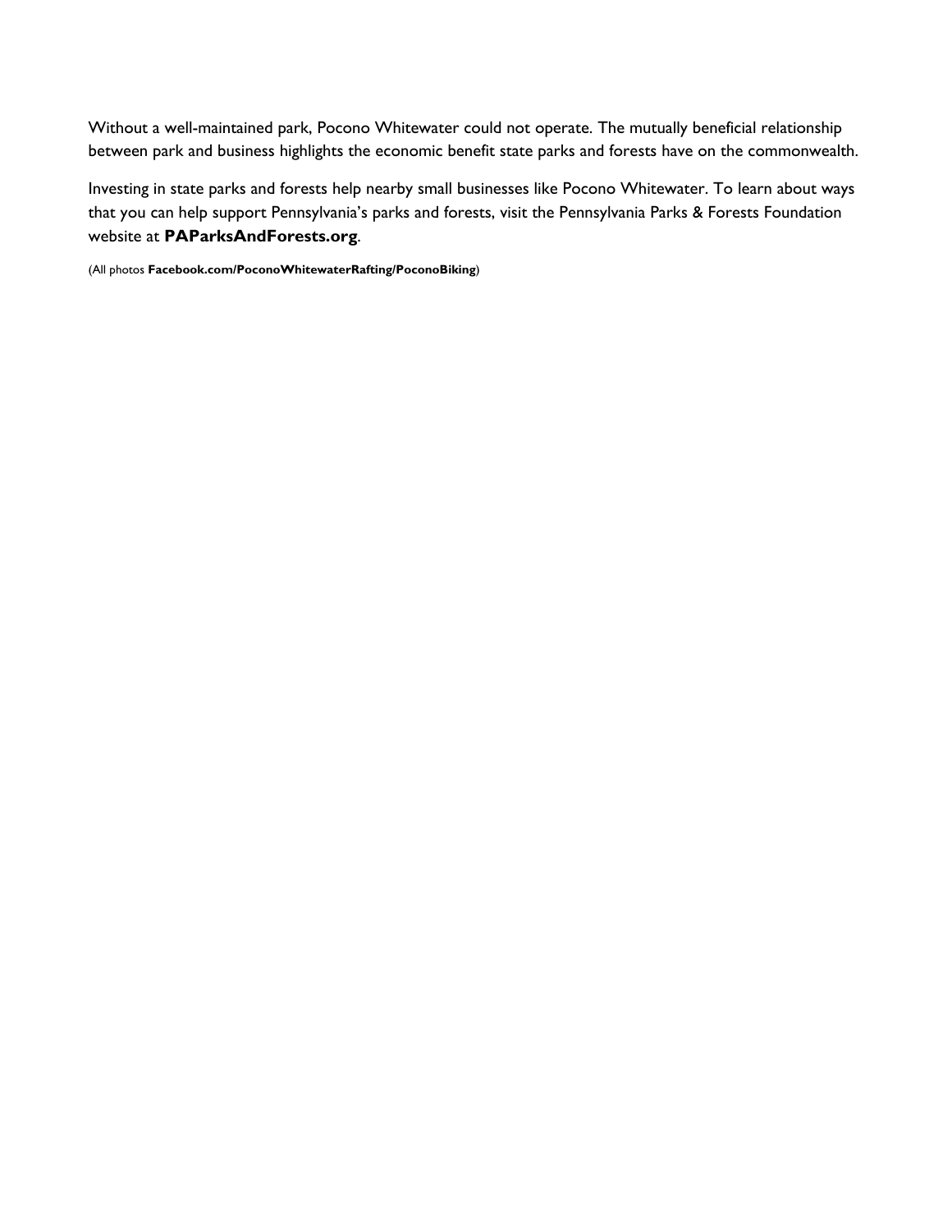Without a well-maintained park, Pocono Whitewater could not operate. The mutually beneficial relationship between park and business highlights the economic benefit state parks and forests have on the commonwealth.

Investing in state parks and forests help nearby small businesses like Pocono Whitewater. To learn about ways that you can help support Pennsylvania's parks and forests, visit the Pennsylvania Parks & Forests Foundation website at **PAParksAndForests.org**.

(All photos **Facebook.com/PoconoWhitewaterRafting/PoconoBiking**)